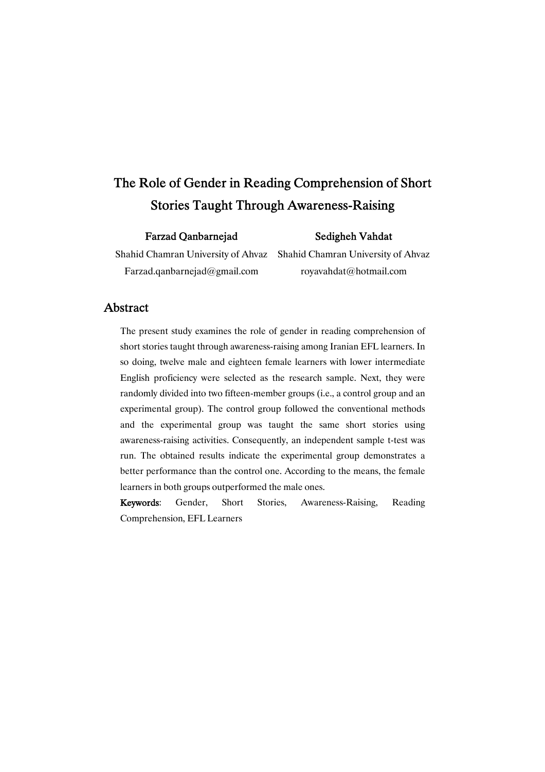# The Role of Gender in Reading Comprehension of Short Stories Taught Through Awareness-Raising

**Farzad Qanbarnejad**
Shahid Chamran University of Ahvaz
Farzad.qanbarnejad@gmail.com

**Sedigheh Vahdat**
Shahid Chamran University of Ahvaz
royavahdat@hotmail.com

## Abstract

The present study examines the role of gender in reading comprehension of short stories taught through awareness-raising among Iranian EFL learners. In so doing, twelve male and eighteen female learners with lower intermediate English proficiency were selected as the research sample. Next, they were randomly divided into two fifteen-member groups (i.e., a control group and an experimental group). The control group followed the conventional methods and the experimental group was taught the same short stories using awareness-raising activities. Consequently, an independent sample t-test was run. The obtained results indicate the experimental group demonstrates a better performance than the control one. According to the means, the female learners in both groups outperformed the male ones.

**Keywords**: Gender, Short Stories, Awareness-Raising, Reading Comprehension, EFL Learners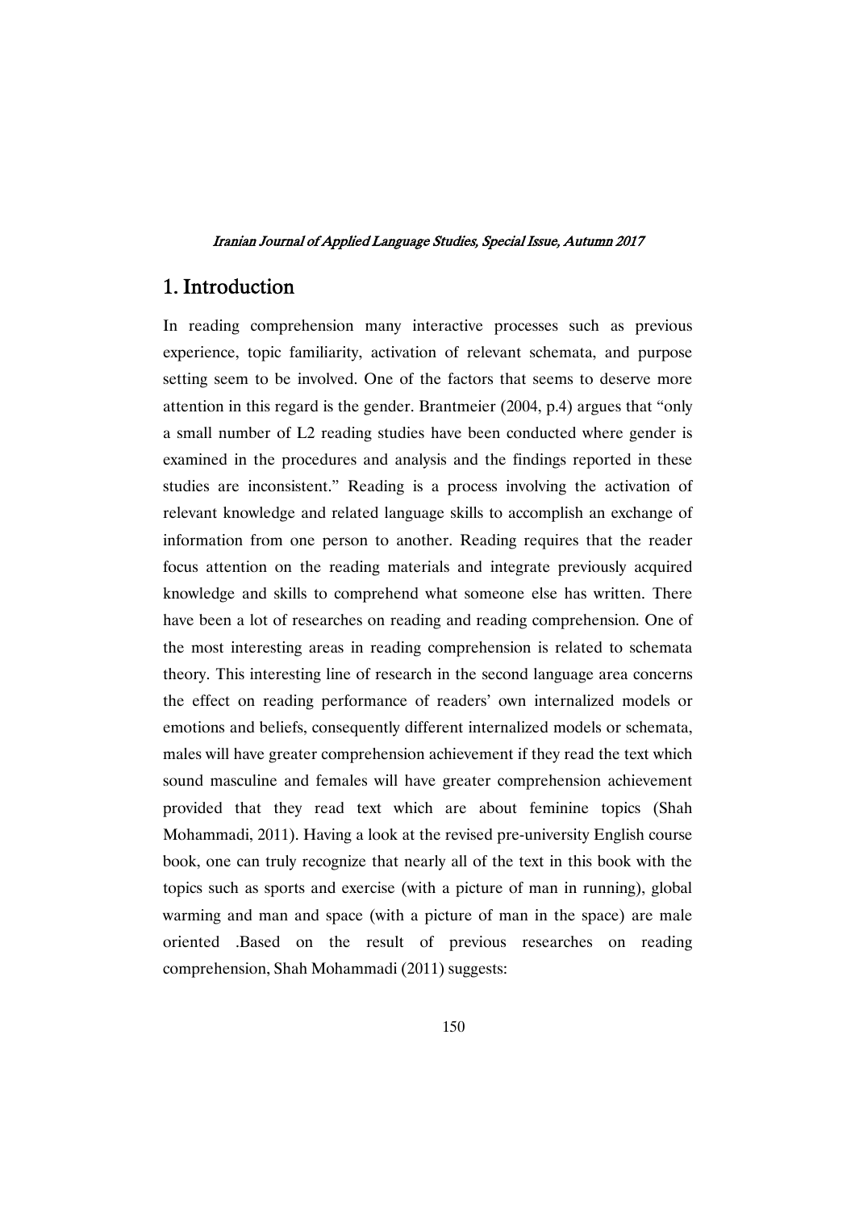## 1. Introduction

In reading comprehension many interactive processes such as previous experience, topic familiarity, activation of relevant schemata, and purpose setting seem to be involved. One of the factors that seems to deserve more attention in this regard is the gender. Brantmeier (2004, p.4) argues that "only a small number of L2 reading studies have been conducted where gender is examined in the procedures and analysis and the findings reported in these studies are inconsistent." Reading is a process involving the activation of relevant knowledge and related language skills to accomplish an exchange of information from one person to another. Reading requires that the reader focus attention on the reading materials and integrate previously acquired knowledge and skills to comprehend what someone else has written. There have been a lot of researches on reading and reading comprehension. One of the most interesting areas in reading comprehension is related to schemata theory. This interesting line of research in the second language area concerns the effect on reading performance of readers' own internalized models or emotions and beliefs, consequently different internalized models or schemata, males will have greater comprehension achievement if they read the text which sound masculine and females will have greater comprehension achievement provided that they read text which are about feminine topics (Shah Mohammadi, 2011). Having a look at the revised pre-university English course book, one can truly recognize that nearly all of the text in this book with the topics such as sports and exercise (with a picture of man in running), global warming and man and space (with a picture of man in the space) are male oriented .Based on the result of previous researches on reading comprehension, Shah Mohammadi (2011) suggests: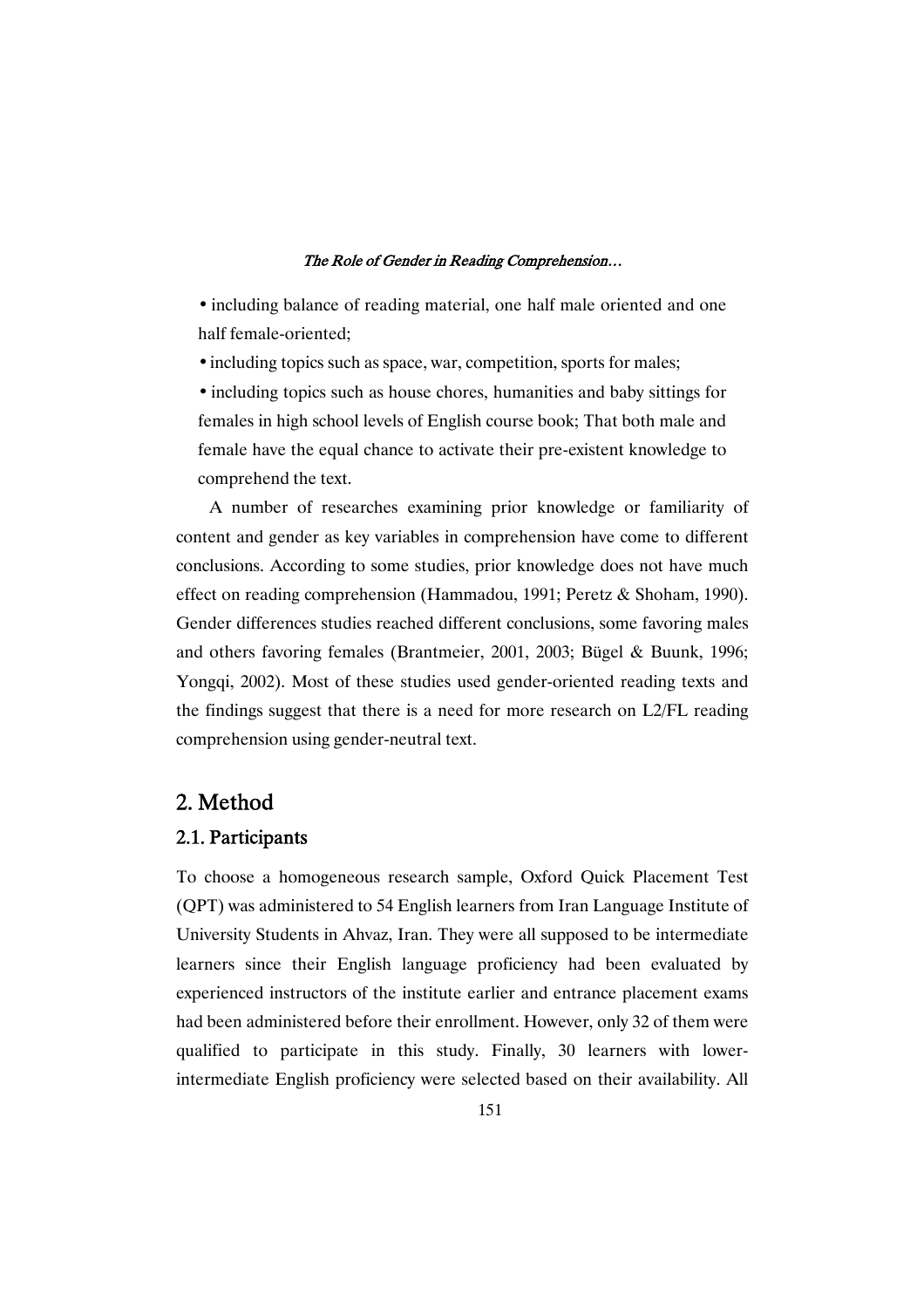- including balance of reading material, one half male oriented and one half female-oriented;
- including topics such as space, war, competition, sports for males;
- including topics such as house chores, humanities and baby sittings for females in high school levels of English course book; That both male and female have the equal chance to activate their pre-existent knowledge to comprehend the text.

A number of researches examining prior knowledge or familiarity of content and gender as key variables in comprehension have come to different conclusions. According to some studies, prior knowledge does not have much effect on reading comprehension (Hammadou, 1991; Peretz & Shoham, 1990). Gender differences studies reached different conclusions, some favoring males and others favoring females (Brantmeier, 2001, 2003; Bügel & Buunk, 1996; Yongqi, 2002). Most of these studies used gender-oriented reading texts and the findings suggest that there is a need for more research on L2/FL reading comprehension using gender-neutral text.

## 2. Method

### 2.1. Participants

To choose a homogeneous research sample, Oxford Quick Placement Test (QPT) was administered to 54 English learners from Iran Language Institute of University Students in Ahvaz, Iran. They were all supposed to be intermediate learners since their English language proficiency had been evaluated by experienced instructors of the institute earlier and entrance placement exams had been administered before their enrollment. However, only 32 of them were qualified to participate in this study. Finally, 30 learners with lower-intermediate English proficiency were selected based on their availability. All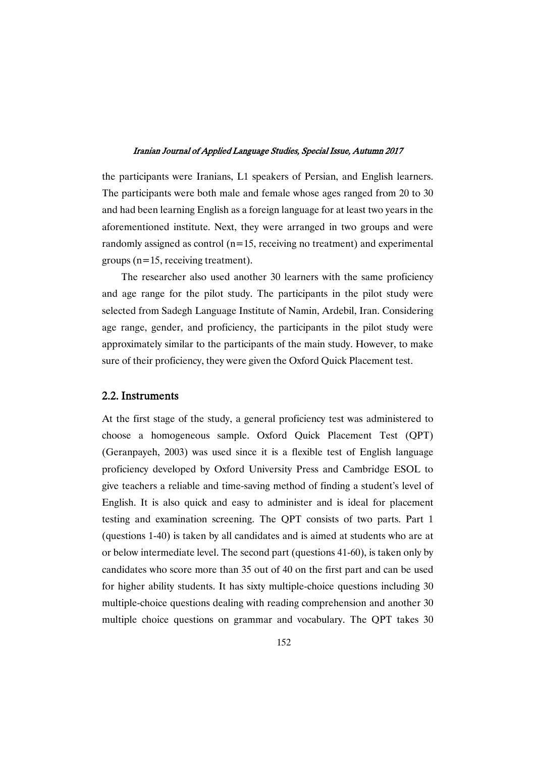the participants were Iranians, L1 speakers of Persian, and English learners. The participants were both male and female whose ages ranged from 20 to 30 and had been learning English as a foreign language for at least two years in the aforementioned institute. Next, they were arranged in two groups and were randomly assigned as control (n=15, receiving no treatment) and experimental groups (n=15, receiving treatment).

The researcher also used another 30 learners with the same proficiency and age range for the pilot study. The participants in the pilot study were selected from Sadegh Language Institute of Namin, Ardebil, Iran. Considering age range, gender, and proficiency, the participants in the pilot study were approximately similar to the participants of the main study. However, to make sure of their proficiency, they were given the Oxford Quick Placement test.

## 2.2. Instruments

At the first stage of the study, a general proficiency test was administered to choose a homogeneous sample. Oxford Quick Placement Test (QPT) (Geranpayeh, 2003) was used since it is a flexible test of English language proficiency developed by Oxford University Press and Cambridge ESOL to give teachers a reliable and time-saving method of finding a student's level of English. It is also quick and easy to administer and is ideal for placement testing and examination screening. The QPT consists of two parts. Part 1 (questions 1-40) is taken by all candidates and is aimed at students who are at or below intermediate level. The second part (questions 41-60), is taken only by candidates who score more than 35 out of 40 on the first part and can be used for higher ability students. It has sixty multiple-choice questions including 30 multiple-choice questions dealing with reading comprehension and another 30 multiple choice questions on grammar and vocabulary. The QPT takes 30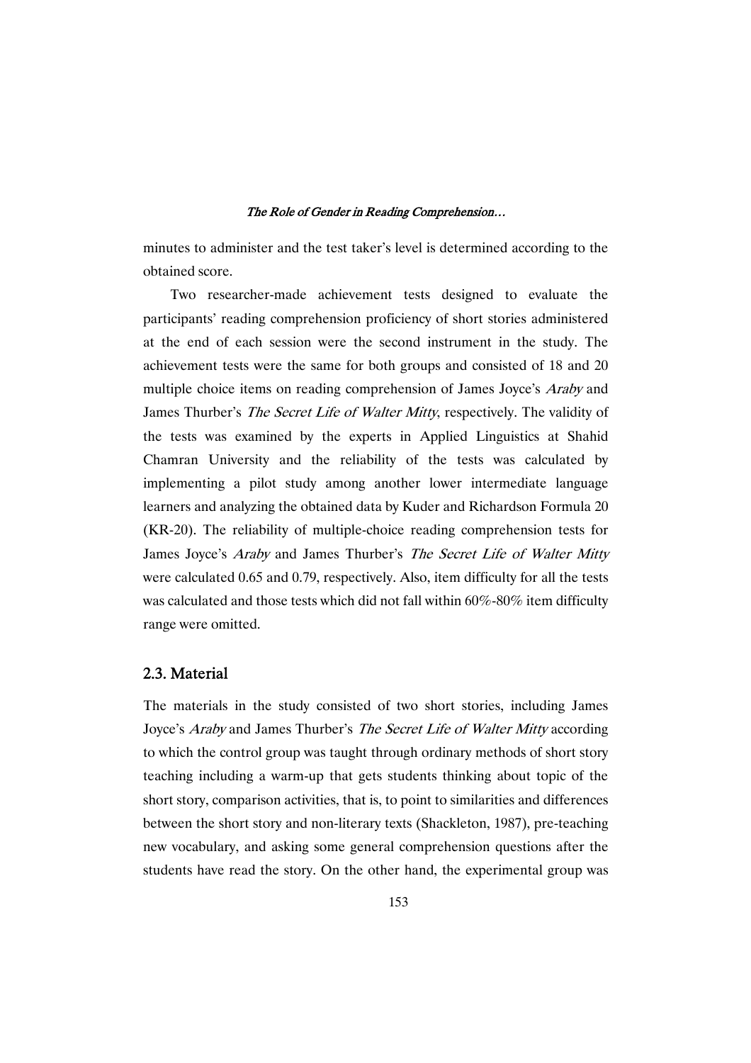minutes to administer and the test taker's level is determined according to the obtained score.

Two researcher-made achievement tests designed to evaluate the participants' reading comprehension proficiency of short stories administered at the end of each session were the second instrument in the study. The achievement tests were the same for both groups and consisted of 18 and 20 multiple choice items on reading comprehension of James Joyce's *Araby* and James Thurber's *The Secret Life of Walter Mitty*, respectively. The validity of the tests was examined by the experts in Applied Linguistics at Shahid Chamran University and the reliability of the tests was calculated by implementing a pilot study among another lower intermediate language learners and analyzing the obtained data by Kuder and Richardson Formula 20 (KR-20). The reliability of multiple-choice reading comprehension tests for James Joyce's *Araby* and James Thurber's *The Secret Life of Walter Mitty* were calculated 0.65 and 0.79, respectively. Also, item difficulty for all the tests was calculated and those tests which did not fall within 60%-80% item difficulty range were omitted.

## 2.3. Material

The materials in the study consisted of two short stories, including James Joyce's *Araby* and James Thurber's *The Secret Life of Walter Mitty* according to which the control group was taught through ordinary methods of short story teaching including a warm-up that gets students thinking about topic of the short story, comparison activities, that is, to point to similarities and differences between the short story and non-literary texts (Shackleton, 1987), pre-teaching new vocabulary, and asking some general comprehension questions after the students have read the story. On the other hand, the experimental group was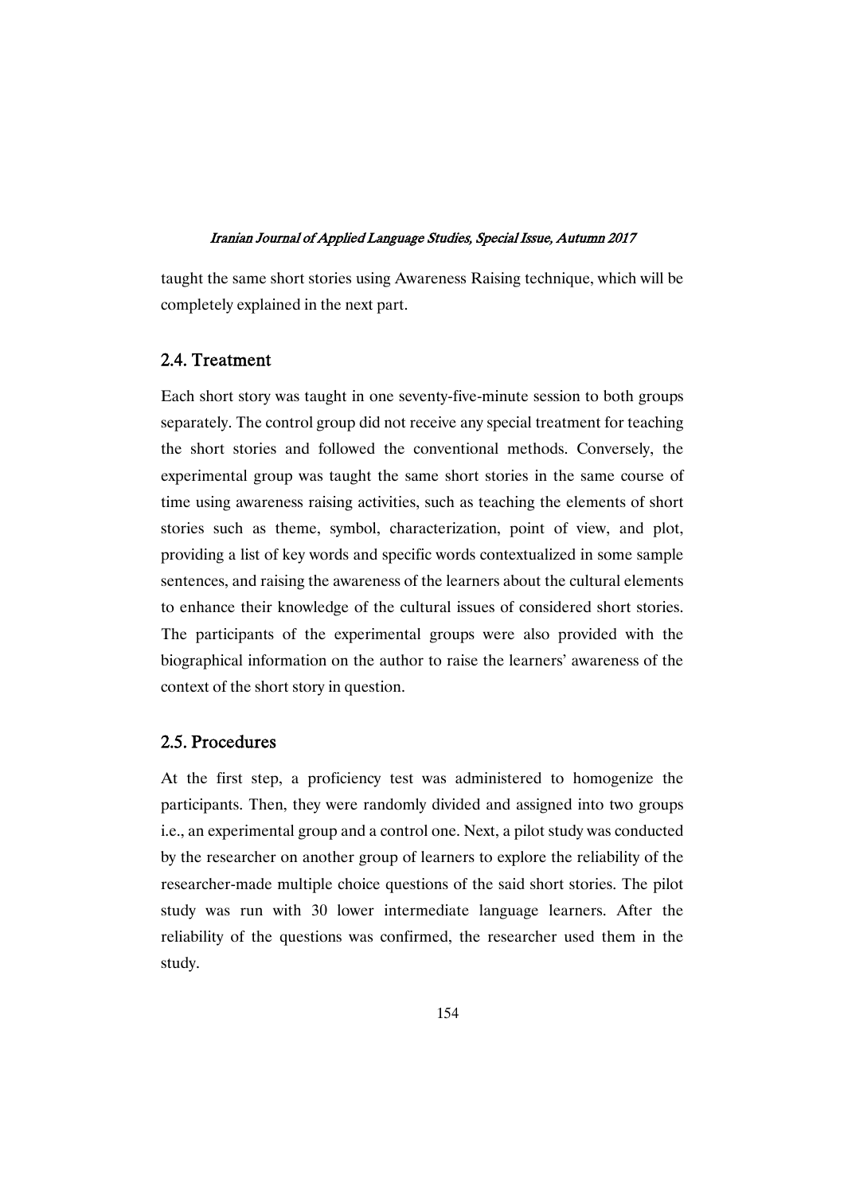taught the same short stories using Awareness Raising technique, which will be completely explained in the next part.

## 2.4. Treatment

Each short story was taught in one seventy-five-minute session to both groups separately. The control group did not receive any special treatment for teaching the short stories and followed the conventional methods. Conversely, the experimental group was taught the same short stories in the same course of time using awareness raising activities, such as teaching the elements of short stories such as theme, symbol, characterization, point of view, and plot, providing a list of key words and specific words contextualized in some sample sentences, and raising the awareness of the learners about the cultural elements to enhance their knowledge of the cultural issues of considered short stories. The participants of the experimental groups were also provided with the biographical information on the author to raise the learners' awareness of the context of the short story in question.

## 2.5. Procedures

At the first step, a proficiency test was administered to homogenize the participants. Then, they were randomly divided and assigned into two groups i.e., an experimental group and a control one. Next, a pilot study was conducted by the researcher on another group of learners to explore the reliability of the researcher-made multiple choice questions of the said short stories. The pilot study was run with 30 lower intermediate language learners. After the reliability of the questions was confirmed, the researcher used them in the study.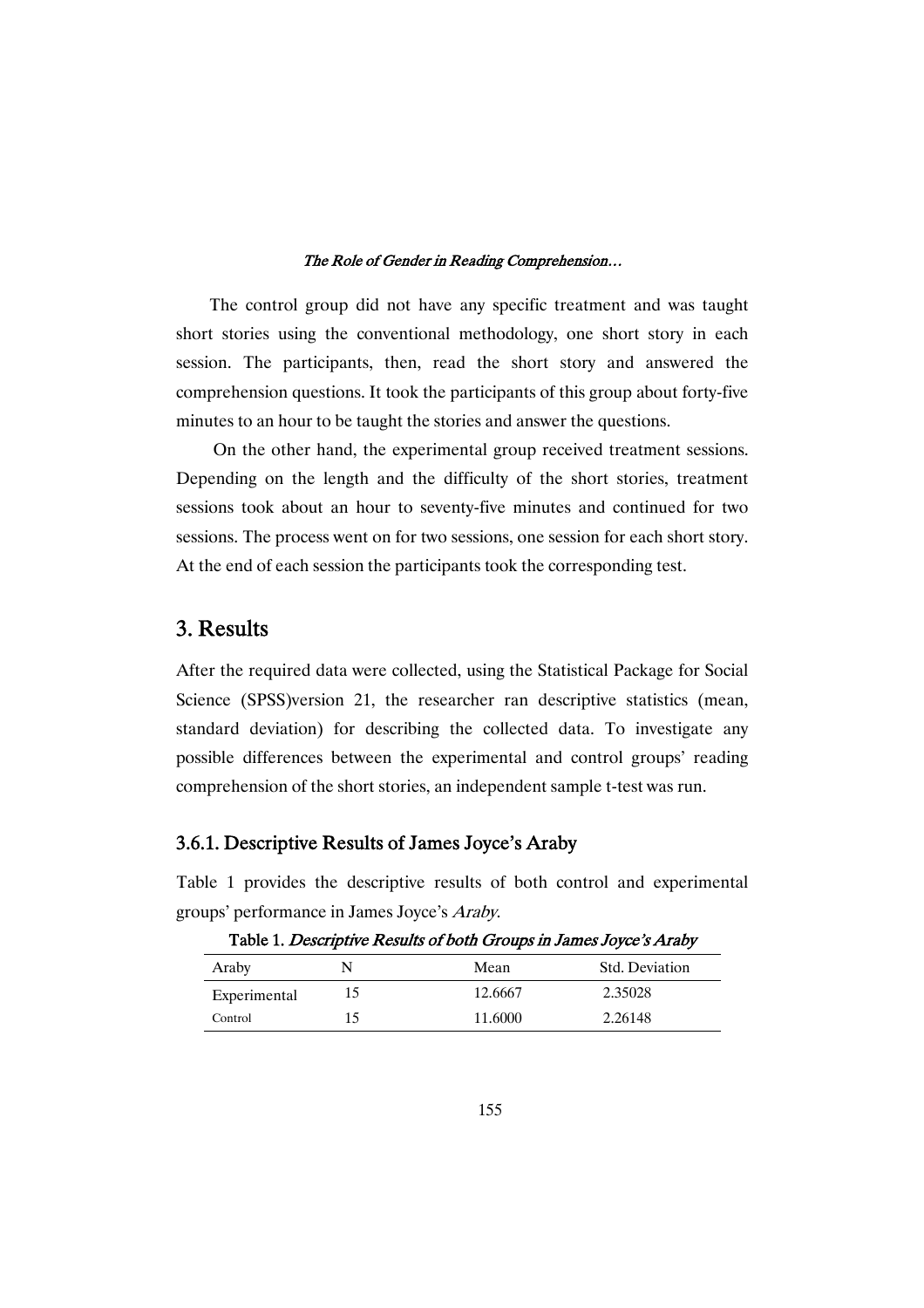The control group did not have any specific treatment and was taught short stories using the conventional methodology, one short story in each session. The participants, then, read the short story and answered the comprehension questions. It took the participants of this group about forty-five minutes to an hour to be taught the stories and answer the questions.

On the other hand, the experimental group received treatment sessions. Depending on the length and the difficulty of the short stories, treatment sessions took about an hour to seventy-five minutes and continued for two sessions. The process went on for two sessions, one session for each short story. At the end of each session the participants took the corresponding test.

## 3. Results

After the required data were collected, using the Statistical Package for Social Science (SPSS)version 21, the researcher ran descriptive statistics (mean, standard deviation) for describing the collected data. To investigate any possible differences between the experimental and control groups' reading comprehension of the short stories, an independent sample t-test was run.

### 3.6.1. Descriptive Results of James Joyce's Araby

Table 1 provides the descriptive results of both control and experimental groups' performance in James Joyce's *Araby*.

**Table 1.** *Descriptive Results of both Groups in James Joyce's Araby*

| Araby | N | Mean | Std. Deviation |
|---|---|---|---|
| Experimental | 15 | 12.6667 | 2.35028 |
| Control | 15 | 11.6000 | 2.26148 |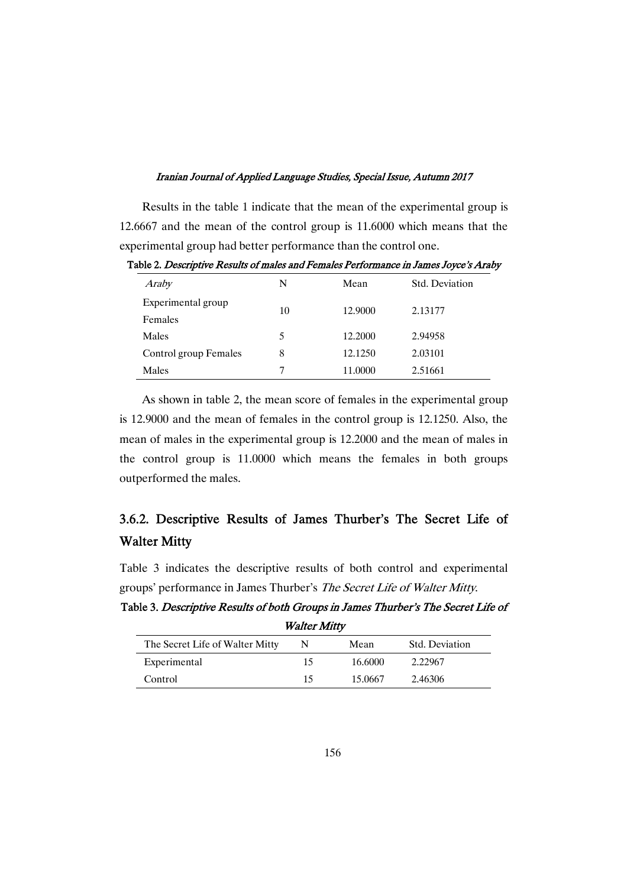Results in the table 1 indicate that the mean of the experimental group is 12.6667 and the mean of the control group is 11.6000 which means that the experimental group had better performance than the control one.

Table 2. *Descriptive Results of males and Females Performance in James Joyce's Araby*

| *Araby* | N | Mean | Std. Deviation |
|---|---|---|---|
| Experimental group Females | 10 | 12.9000 | 2.13177 |
| Males | 5 | 12.2000 | 2.94958 |
| Control group Females | 8 | 12.1250 | 2.03101 |
| Males | 7 | 11.0000 | 2.51661 |

As shown in table 2, the mean score of females in the experimental group is 12.9000 and the mean of females in the control group is 12.1250. Also, the mean of males in the experimental group is 12.2000 and the mean of males in the control group is 11.0000 which means the females in both groups outperformed the males.

### 3.6.2. Descriptive Results of James Thurber's The Secret Life of Walter Mitty

Table 3 indicates the descriptive results of both control and experimental groups' performance in James Thurber's *The Secret Life of Walter Mitty*.

Table 3. *Descriptive Results of both Groups in James Thurber's The Secret Life of Walter Mitty*

| The Secret Life of Walter Mitty | N | Mean | Std. Deviation |
|---|---|---|---|
| Experimental | 15 | 16.6000 | 2.22967 |
| Control | 15 | 15.0667 | 2.46306 |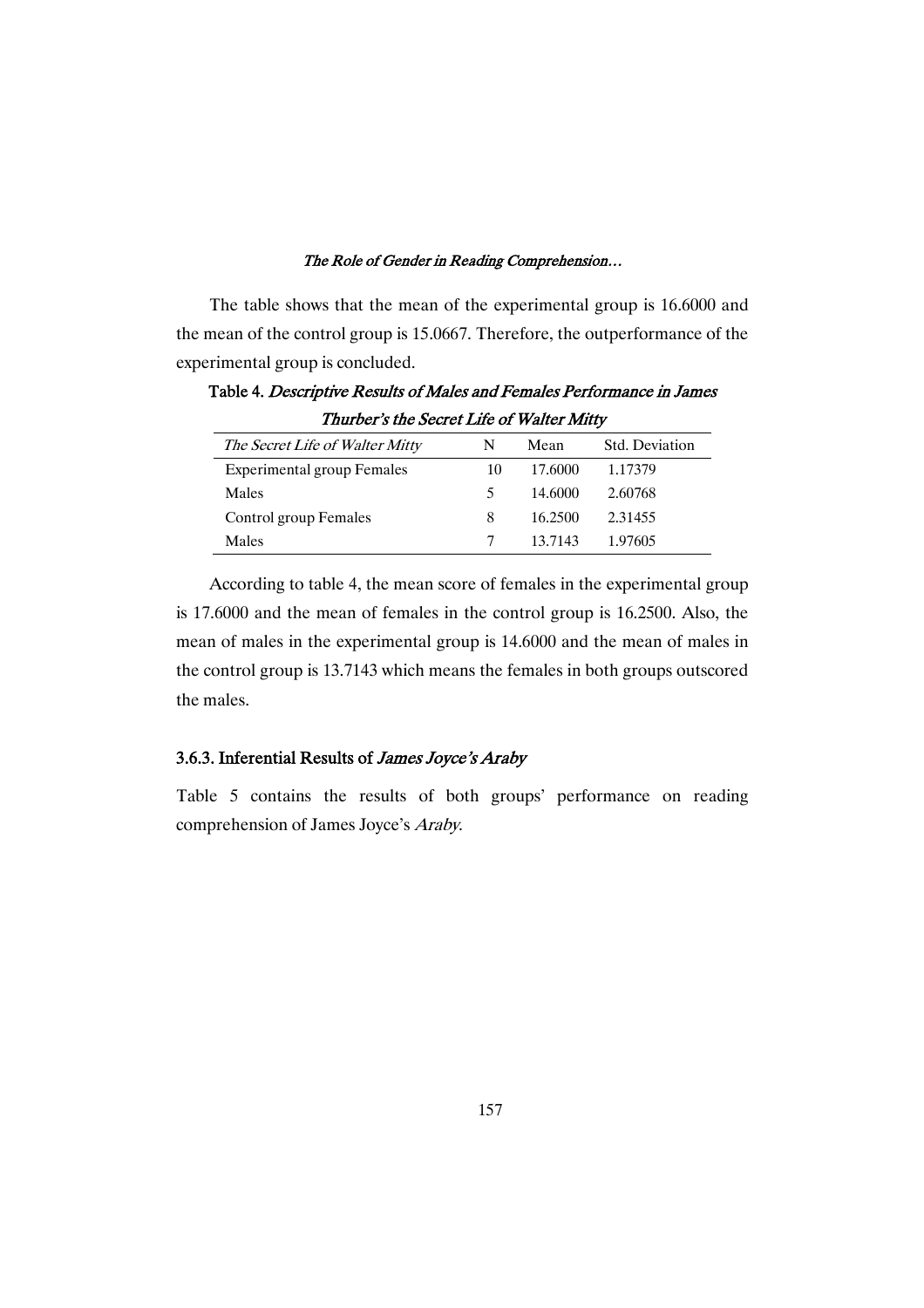The table shows that the mean of the experimental group is 16.6000 and the mean of the control group is 15.0667. Therefore, the outperformance of the experimental group is concluded.

**Table 4.** ***Descriptive Results of Males and Females Performance in James Thurber's the Secret Life of Walter Mitty***

| *The Secret Life of Walter Mitty* | N | Mean | Std. Deviation |
|---|---|---|---|
| Experimental group Females | 10 | 17.6000 | 1.17379 |
| Males | 5 | 14.6000 | 2.60768 |
| Control group Females | 8 | 16.2500 | 2.31455 |
| Males | 7 | 13.7143 | 1.97605 |

According to table 4, the mean score of females in the experimental group is 17.6000 and the mean of females in the control group is 16.2500. Also, the mean of males in the experimental group is 14.6000 and the mean of males in the control group is 13.7143 which means the females in both groups outscored the males.

### 3.6.3. Inferential Results of *James Joyce's Araby*

Table 5 contains the results of both groups' performance on reading comprehension of James Joyce's *Araby*.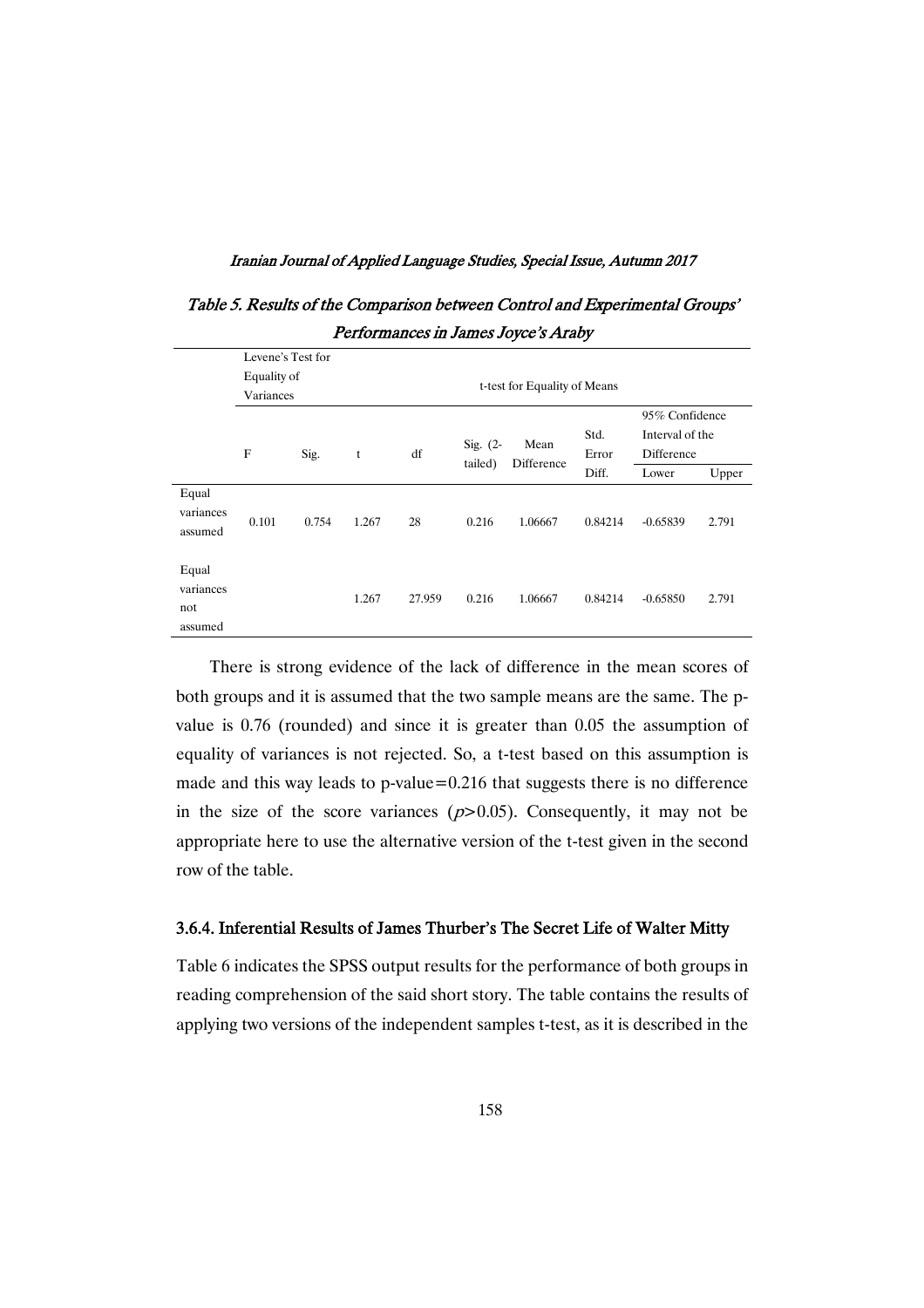*Table 5. Results of the Comparison between Control and Experimental Groups' Performances in James Joyce's Araby*

| | Levene's Test for Equality of Variances | | t-test for Equality of Means | | | | | | |
|---|---|---|---|---|---|---|---|---|---|
| | F | Sig. | t | df | Sig. (2-tailed) | Mean Difference | Std. Error Diff. | 95% Confidence Interval of the Difference | |
| | | | | | | | | Lower | Upper |
| Equal variances assumed | 0.101 | 0.754 | 1.267 | 28 | 0.216 | 1.06667 | 0.84214 | -0.65839 | 2.791 |
| Equal variances not assumed | | | 1.267 | 27.959 | 0.216 | 1.06667 | 0.84214 | -0.65850 | 2.791 |

There is strong evidence of the lack of difference in the mean scores of both groups and it is assumed that the two sample means are the same. The p-value is 0.76 (rounded) and since it is greater than 0.05 the assumption of equality of variances is not rejected. So, a t-test based on this assumption is made and this way leads to p-value=0.216 that suggests there is no difference in the size of the score variances ($p>0.05$). Consequently, it may not be appropriate here to use the alternative version of the t-test given in the second row of the table.

### 3.6.4. Inferential Results of James Thurber's The Secret Life of Walter Mitty

Table 6 indicates the SPSS output results for the performance of both groups in reading comprehension of the said short story. The table contains the results of applying two versions of the independent samples t-test, as it is described in the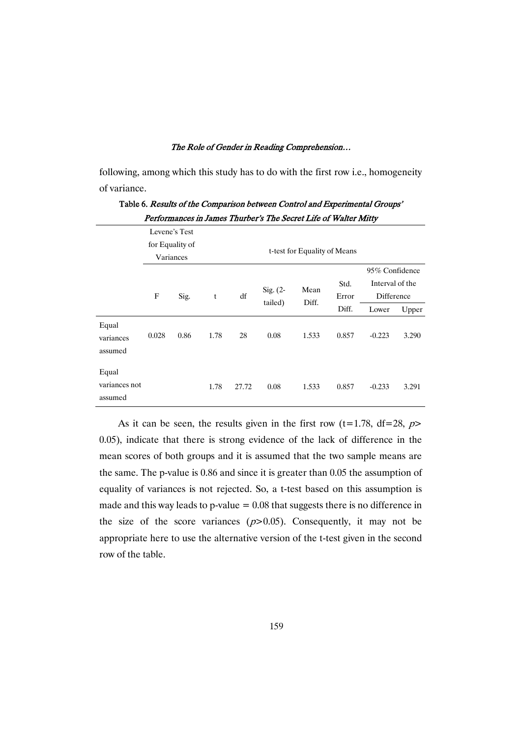following, among which this study has to do with the first row i.e., homogeneity of variance.

**Table 6.** *Results of the Comparison between Control and Experimental Groups' Performances in James Thurber's The Secret Life of Walter Mitty*

| | Levene's Test for Equality of Variances | | t-test for Equality of Means | | | | | | |
|---|---|---|---|---|---|---|---|---|---|
| | | | | | | | | 95% Confidence Interval of the Difference | |
| | F | Sig. | t | df | Sig. (2-tailed) | Mean Diff. | Std. Error Diff. | Lower | Upper |
| Equal variances assumed | 0.028 | 0.86 | 1.78 | 28 | 0.08 | 1.533 | 0.857 | -0.223 | 3.290 |
| Equal variances not assumed | | | 1.78 | 27.72 | 0.08 | 1.533 | 0.857 | -0.233 | 3.291 |

As it can be seen, the results given in the first row (t=1.78, df=28, $p>0.05$), indicate that there is strong evidence of the lack of difference in the mean scores of both groups and it is assumed that the two sample means are the same. The p-value is 0.86 and since it is greater than 0.05 the assumption of equality of variances is not rejected. So, a t-test based on this assumption is made and this way leads to p-value = 0.08 that suggests there is no difference in the size of the score variances ($p>0.05$). Consequently, it may not be appropriate here to use the alternative version of the t-test given in the second row of the table.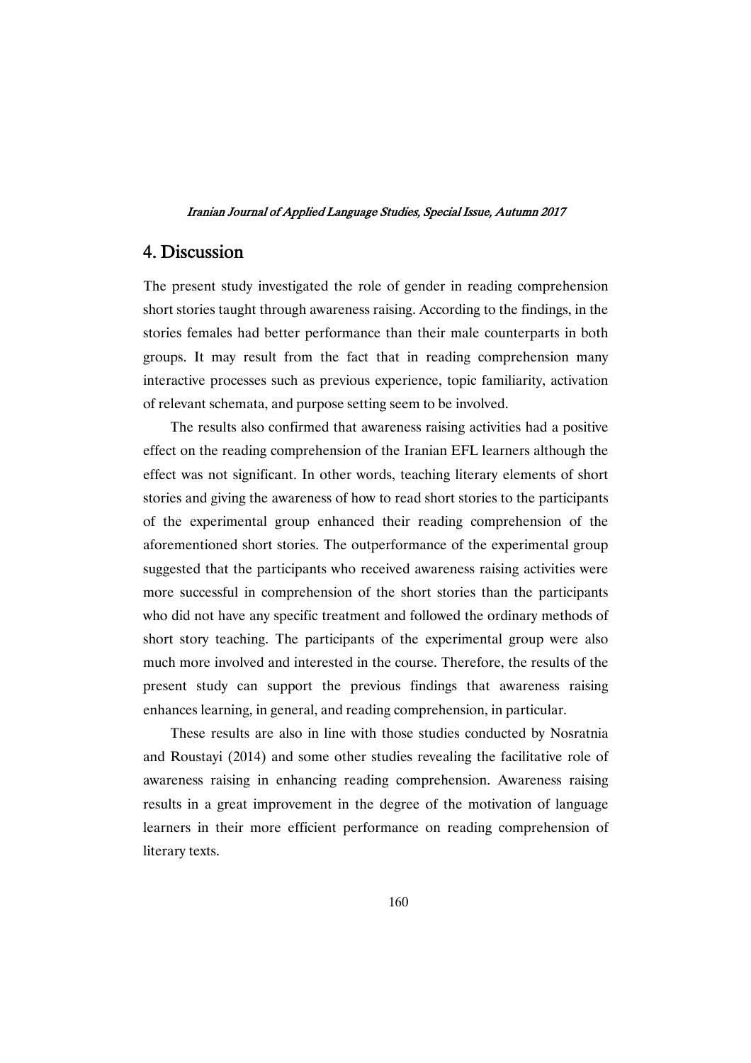## 4. Discussion

The present study investigated the role of gender in reading comprehension short stories taught through awareness raising. According to the findings, in the stories females had better performance than their male counterparts in both groups. It may result from the fact that in reading comprehension many interactive processes such as previous experience, topic familiarity, activation of relevant schemata, and purpose setting seem to be involved.

The results also confirmed that awareness raising activities had a positive effect on the reading comprehension of the Iranian EFL learners although the effect was not significant. In other words, teaching literary elements of short stories and giving the awareness of how to read short stories to the participants of the experimental group enhanced their reading comprehension of the aforementioned short stories. The outperformance of the experimental group suggested that the participants who received awareness raising activities were more successful in comprehension of the short stories than the participants who did not have any specific treatment and followed the ordinary methods of short story teaching. The participants of the experimental group were also much more involved and interested in the course. Therefore, the results of the present study can support the previous findings that awareness raising enhances learning, in general, and reading comprehension, in particular.

These results are also in line with those studies conducted by Nosratnia and Roustayi (2014) and some other studies revealing the facilitative role of awareness raising in enhancing reading comprehension. Awareness raising results in a great improvement in the degree of the motivation of language learners in their more efficient performance on reading comprehension of literary texts.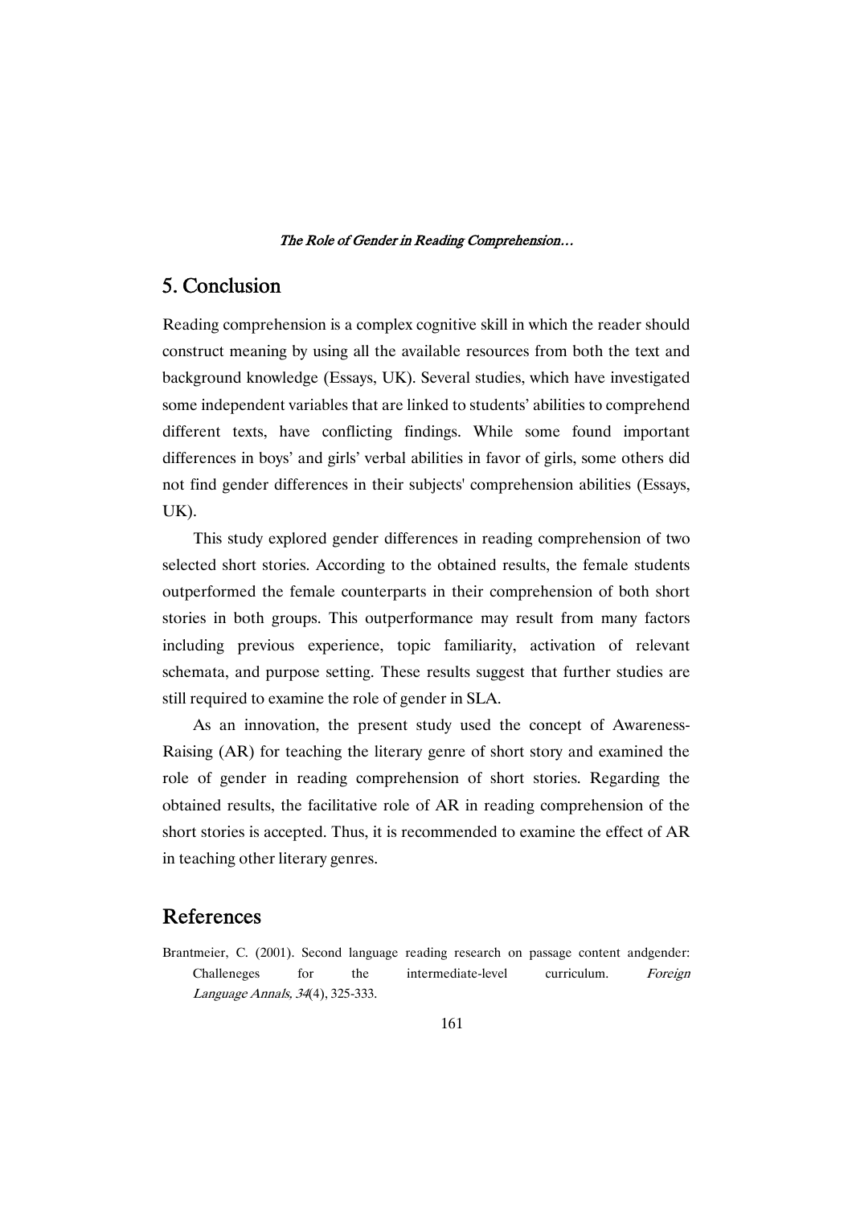## 5. Conclusion

Reading comprehension is a complex cognitive skill in which the reader should construct meaning by using all the available resources from both the text and background knowledge (Essays, UK). Several studies, which have investigated some independent variables that are linked to students' abilities to comprehend different texts, have conflicting findings. While some found important differences in boys' and girls' verbal abilities in favor of girls, some others did not find gender differences in their subjects' comprehension abilities (Essays, UK).

This study explored gender differences in reading comprehension of two selected short stories. According to the obtained results, the female students outperformed the female counterparts in their comprehension of both short stories in both groups. This outperformance may result from many factors including previous experience, topic familiarity, activation of relevant schemata, and purpose setting. These results suggest that further studies are still required to examine the role of gender in SLA.

As an innovation, the present study used the concept of Awareness-Raising (AR) for teaching the literary genre of short story and examined the role of gender in reading comprehension of short stories. Regarding the obtained results, the facilitative role of AR in reading comprehension of the short stories is accepted. Thus, it is recommended to examine the effect of AR in teaching other literary genres.

## References

Brantmeier, C. (2001). Second language reading research on passage content andgender: Challeneges for the intermediate-level curriculum. *Foreign Language Annals, 34*(4), 325-333.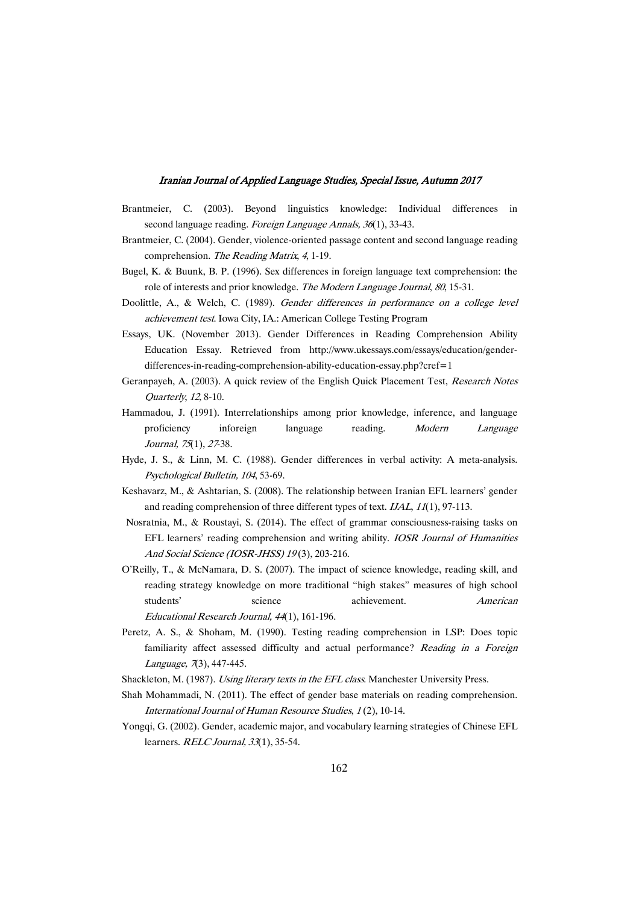Brantmeier, C. (2003). Beyond linguistics knowledge: Individual differences in second language reading. *Foreign Language Annals, 36*(1), 33-43.

Brantmeier, C. (2004). Gender, violence-oriented passage content and second language reading comprehension. *The Reading Matrix*, *4*, 1-19.

Bugel, K. & Buunk, B. P. (1996). Sex differences in foreign language text comprehension: the role of interests and prior knowledge. *The Modern Language Journal*, *80*, 15-31.

Doolittle, A., & Welch, C. (1989). *Gender differences in performance on a college level achievement test*. Iowa City, IA.: American College Testing Program

Essays, UK. (November 2013). Gender Differences in Reading Comprehension Ability Education Essay. Retrieved from http://www.ukessays.com/essays/education/gender-differences-in-reading-comprehension-ability-education-essay.php?cref=1

Geranpayeh, A. (2003). A quick review of the English Quick Placement Test, *Research Notes Quarterly*, *12*, 8-10.

Hammadou, J. (1991). Interrelationships among prior knowledge, inference, and language proficiency inforeign language reading. *Modern Language Journal, 75*(1), *27*-38.

Hyde, J. S., & Linn, M. C. (1988). Gender differences in verbal activity: A meta-analysis. *Psychological Bulletin, 104*, 53-69.

Keshavarz, M., & Ashtarian, S. (2008). The relationship between Iranian EFL learners' gender and reading comprehension of three different types of text. *IJAL*, *11*(1), 97-113.

Nosratnia, M., & Roustayi, S. (2014). The effect of grammar consciousness-raising tasks on EFL learners' reading comprehension and writing ability. *IOSR Journal of Humanities And Social Science (IOSR-JHSS) 19* (3), 203-216.

O'Reilly, T., & McNamara, D. S. (2007). The impact of science knowledge, reading skill, and reading strategy knowledge on more traditional "high stakes" measures of high school students' science achievement. *American Educational Research Journal, 44*(1), 161-196.

Peretz, A. S., & Shoham, M. (1990). Testing reading comprehension in LSP: Does topic familiarity affect assessed difficulty and actual performance? *Reading in a Foreign Language, 7*(3), 447-445.

Shackleton, M. (1987). *Using literary texts in the EFL class*. Manchester University Press.

Shah Mohammadi, N. (2011). The effect of gender base materials on reading comprehension. *International Journal of Human Resource Studies*, *1* (2), 10-14.

Yongqi, G. (2002). Gender, academic major, and vocabulary learning strategies of Chinese EFL learners. *RELC Journal, 33*(1), 35-54.